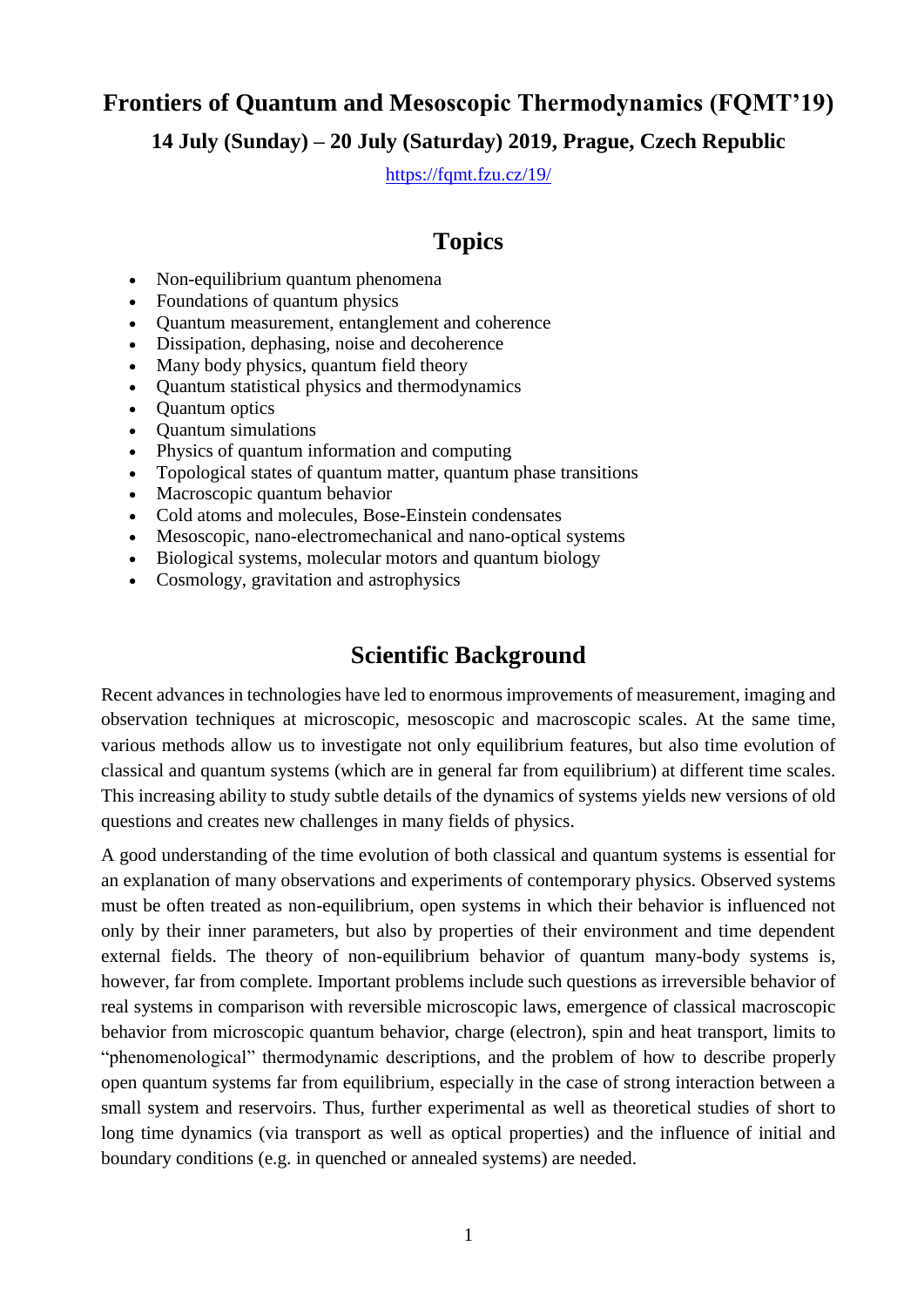# Frontiers of Quantum and Mesoscopic Thermodynamics (FQMT'19)

### 14 July (Sunday) – 20 July (Saturday) 2019, Prague, Czech Republic

https://fqmt.fzu.cz/19/

## Topics

- Non-equilibrium quantum phenomena
- Foundations of quantum physics
- Quantum measurement, entanglement and coherence
- Dissipation, dephasing, noise and decoherence
- Many body physics, quantum field theory
- Quantum statistical physics and thermodynamics
- Quantum optics
- Quantum simulations
- Physics of quantum information and computing
- Topological states of quantum matter, quantum phase transitions
- Macroscopic quantum behavior
- Cold atoms and molecules, Bose-Einstein condensates
- Mesoscopic, nano-electromechanical and nano-optical systems
- Biological systems, molecular motors and quantum biology
- Cosmology, gravitation and astrophysics

## Scientific Background

Recent advances in technologies have led to enormous improvements of measurement, imaging and observation techniques at microscopic, mesoscopic and macroscopic scales. At the same time, various methods allow us to investigate not only equilibrium features, but also time evolution of classical and quantum systems (which are in general far from equilibrium) at different time scales. This increasing ability to study subtle details of the dynamics of systems yields new versions of old questions and creates new challenges in many fields of physics.

A good understanding of the time evolution of both classical and quantum systems is essential for an explanation of many observations and experiments of contemporary physics. Observed systems must be often treated as non-equilibrium, open systems in which their behavior is influenced not only by their inner parameters, but also by properties of their environment and time dependent external fields. The theory of non-equilibrium behavior of quantum many-body systems is, however, far from complete. Important problems include such questions as irreversible behavior of real systems in comparison with reversible microscopic laws, emergence of classical macroscopic behavior from microscopic quantum behavior, charge (electron), spin and heat transport, limits to "phenomenological" thermodynamic descriptions, and the problem of how to describe properly open quantum systems far from equilibrium, especially in the case of strong interaction between a small system and reservoirs. Thus, further experimental as well as theoretical studies of short to long time dynamics (via transport as well as optical properties) and the influence of initial and boundary conditions (e.g. in quenched or annealed systems) are needed.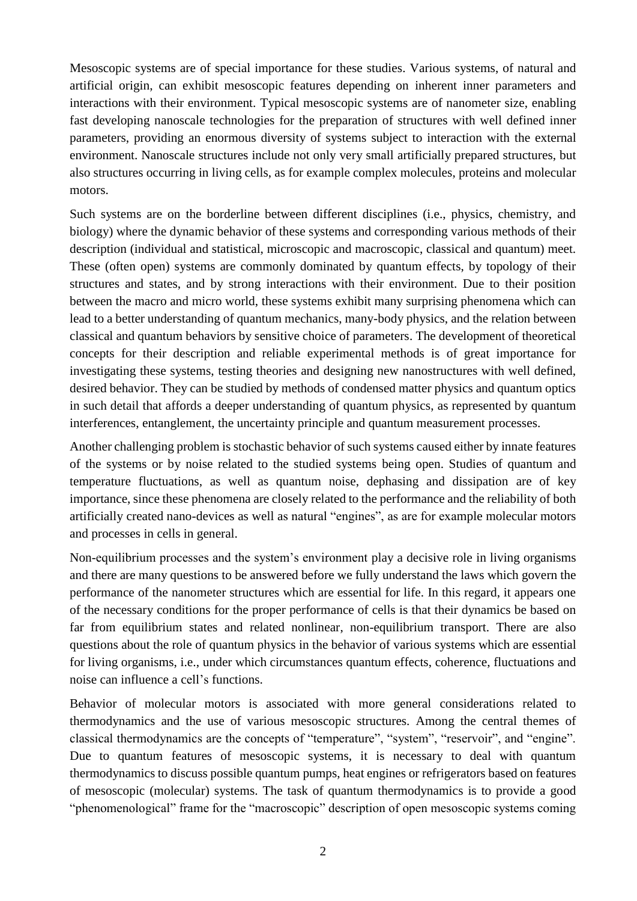Mesoscopic systems are of special importance for these studies. Various systems, of natural and artificial origin, can exhibit mesoscopic features depending on inherent inner parameters and interactions with their environment. Typical mesoscopic systems are of nanometer size, enabling fast developing nanoscale technologies for the preparation of structures with well defined inner parameters, providing an enormous diversity of systems subject to interaction with the external environment. Nanoscale structures include not only very small artificially prepared structures, but also structures occurring in living cells, as for example complex molecules, proteins and molecular motors.

Such systems are on the borderline between different disciplines (i.e., physics, chemistry, and biology) where the dynamic behavior of these systems and corresponding various methods of their description (individual and statistical, microscopic and macroscopic, classical and quantum) meet. These (often open) systems are commonly dominated by quantum effects, by topology of their structures and states, and by strong interactions with their environment. Due to their position between the macro and micro world, these systems exhibit many surprising phenomena which can lead to a better understanding of quantum mechanics, many-body physics, and the relation between classical and quantum behaviors by sensitive choice of parameters. The development of theoretical concepts for their description and reliable experimental methods is of great importance for investigating these systems, testing theories and designing new nanostructures with well defined, desired behavior. They can be studied by methods of condensed matter physics and quantum optics in such detail that affords a deeper understanding of quantum physics, as represented by quantum interferences, entanglement, the uncertainty principle and quantum measurement processes.

Another challenging problem is stochastic behavior of such systems caused either by innate features of the systems or by noise related to the studied systems being open. Studies of quantum and temperature fluctuations, as well as quantum noise, dephasing and dissipation are of key importance, since these phenomena are closely related to the performance and the reliability of both artificially created nano-devices as well as natural "engines", as are for example molecular motors and processes in cells in general.

Non-equilibrium processes and the system's environment play a decisive role in living organisms and there are many questions to be answered before we fully understand the laws which govern the performance of the nanometer structures which are essential for life. In this regard, it appears one of the necessary conditions for the proper performance of cells is that their dynamics be based on far from equilibrium states and related nonlinear, non-equilibrium transport. There are also questions about the role of quantum physics in the behavior of various systems which are essential for living organisms, i.e., under which circumstances quantum effects, coherence, fluctuations and noise can influence a cell's functions.

Behavior of molecular motors is associated with more general considerations related to thermodynamics and the use of various mesoscopic structures. Among the central themes of classical thermodynamics are the concepts of "temperature", "system", "reservoir", and "engine". Due to quantum features of mesoscopic systems, it is necessary to deal with quantum thermodynamics to discuss possible quantum pumps, heat engines or refrigerators based on features of mesoscopic (molecular) systems. The task of quantum thermodynamics is to provide a good "phenomenological" frame for the "macroscopic" description of open mesoscopic systems coming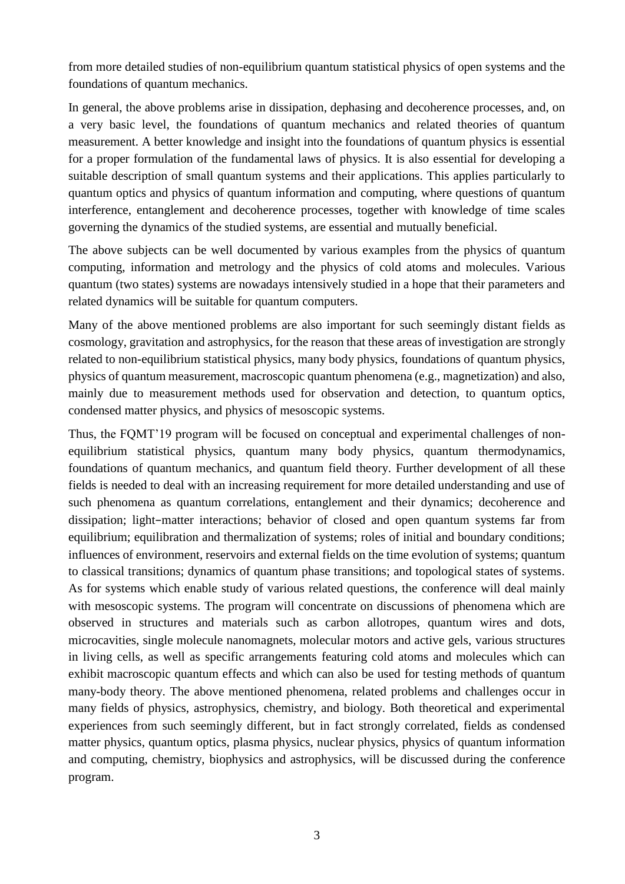from more detailed studies of non-equilibrium quantum statistical physics of open systems and the foundations of quantum mechanics.

In general, the above problems arise in dissipation, dephasing and decoherence processes, and, on a very basic level, the foundations of quantum mechanics and related theories of quantum measurement. A better knowledge and insight into the foundations of quantum physics is essential for a proper formulation of the fundamental laws of physics. It is also essential for developing a suitable description of small quantum systems and their applications. This applies particularly to quantum optics and physics of quantum information and computing, where questions of quantum interference, entanglement and decoherence processes, together with knowledge of time scales governing the dynamics of the studied systems, are essential and mutually beneficial.

The above subjects can be well documented by various examples from the physics of quantum computing, information and metrology and the physics of cold atoms and molecules. Various quantum (two states) systems are nowadays intensively studied in a hope that their parameters and related dynamics will be suitable for quantum computers.

Many of the above mentioned problems are also important for such seemingly distant fields as cosmology, gravitation and astrophysics, for the reason that these areas of investigation are strongly related to non-equilibrium statistical physics, many body physics, foundations of quantum physics, physics of quantum measurement, macroscopic quantum phenomena (e.g., magnetization) and also, mainly due to measurement methods used for observation and detection, to quantum optics, condensed matter physics, and physics of mesoscopic systems.

Thus, the FQMT'19 program will be focused on conceptual and experimental challenges of non-equilibrium statistical physics, quantum many body physics, quantum thermodynamics, foundations of quantum mechanics, and quantum field theory. Further development of all these fields is needed to deal with an increasing requirement for more detailed understanding and use of such phenomena as quantum correlations, entanglement and their dynamics; decoherence and dissipation; light−matter interactions; behavior of closed and open quantum systems far from equilibrium; equilibration and thermalization of systems; roles of initial and boundary conditions; influences of environment, reservoirs and external fields on the time evolution of systems; quantum to classical transitions; dynamics of quantum phase transitions; and topological states of systems. As for systems which enable study of various related questions, the conference will deal mainly with mesoscopic systems. The program will concentrate on discussions of phenomena which are observed in structures and materials such as carbon allotropes, quantum wires and dots, microcavities, single molecule nanomagnets, molecular motors and active gels, various structures in living cells, as well as specific arrangements featuring cold atoms and molecules which can exhibit macroscopic quantum effects and which can also be used for testing methods of quantum many-body theory. The above mentioned phenomena, related problems and challenges occur in many fields of physics, astrophysics, chemistry, and biology. Both theoretical and experimental experiences from such seemingly different, but in fact strongly correlated, fields as condensed matter physics, quantum optics, plasma physics, nuclear physics, physics of quantum information and computing, chemistry, biophysics and astrophysics, will be discussed during the conference program.